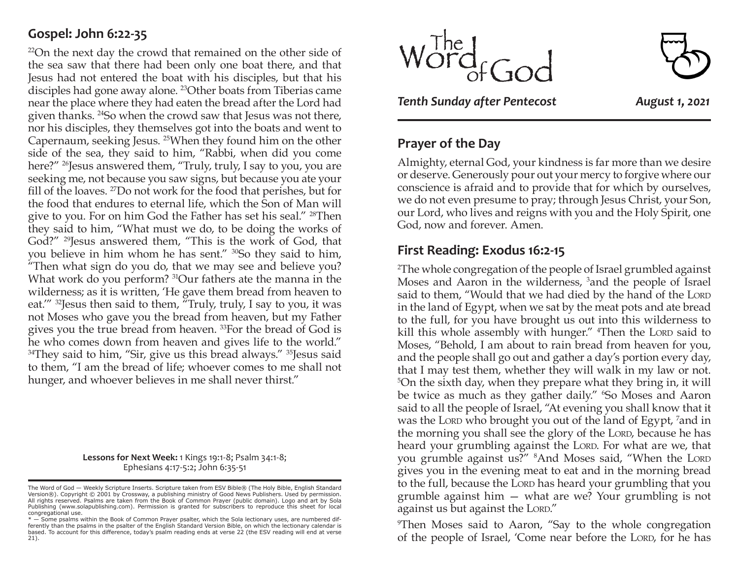## Gospel: John 6:22-35

[22]On the next day the crowd that remained on the other side of the sea saw that there had been only one boat there, and that Jesus had not entered the boat with his disciples, but that his disciples had gone away alone. [23]Other boats from Tiberias came near the place where they had eaten the bread after the Lord had given thanks. [24]So when the crowd saw that Jesus was not there, nor his disciples, they themselves got into the boats and went to Capernaum, seeking Jesus. [25]When they found him on the other side of the sea, they said to him, "Rabbi, when did you come here?" [26]Jesus answered them, "Truly, truly, I say to you, you are seeking me, not because you saw signs, but because you ate your fill of the loaves. [27]Do not work for the food that perishes, but for the food that endures to eternal life, which the Son of Man will give to you. For on him God the Father has set his seal." [28]Then they said to him, "What must we do, to be doing the works of God?" [29]Jesus answered them, "This is the work of God, that you believe in him whom he has sent." [30]So they said to him, "Then what sign do you do, that we may see and believe you? What work do you perform? [31]Our fathers ate the manna in the wilderness; as it is written, 'He gave them bread from heaven to eat.'" [32]Jesus then said to them, "Truly, truly, I say to you, it was not Moses who gave you the bread from heaven, but my Father gives you the true bread from heaven. [33]For the bread of God is he who comes down from heaven and gives life to the world." [34]They said to him, "Sir, give us this bread always." [35]Jesus said to them, "I am the bread of life; whoever comes to me shall not hunger, and whoever believes in me shall never thirst."

**Lessons for Next Week:** 1 Kings 19:1-8; Psalm 34:1-8; Ephesians 4:17-5:2; John 6:35-51

The Word of God — Weekly Scripture Inserts. Scripture taken from ESV Bible® (The Holy Bible, English Standard Version®). Copyright © 2001 by Crossway, a publishing ministry of Good News Publishers. Used by permission. All rights reserved. Psalms are taken from the Book of Common Prayer (public domain). Logo and art by Sola Publishing (www.solapublishing.com). Permission is granted for subscribers to reproduce this sheet for local congregational use.

* — Some psalms within the Book of Common Prayer psalter, which the Sola lectionary uses, are numbered differently than the psalms in the psalter of the English Standard Version Bible, on which the lectionary calendar is based. To account for this difference, today's psalm reading ends at verse 22 (the ESV reading will end at verse 21).

# The Word of God

***Tenth Sunday after Pentecost*** ***August 1, 2021***

## Prayer of the Day

Almighty, eternal God, your kindness is far more than we desire or deserve. Generously pour out your mercy to forgive where our conscience is afraid and to provide that for which by ourselves, we do not even presume to pray; through Jesus Christ, your Son, our Lord, who lives and reigns with you and the Holy Spirit, one God, now and forever. Amen.

## First Reading: Exodus 16:2-15

[2]The whole congregation of the people of Israel grumbled against Moses and Aaron in the wilderness, [3]and the people of Israel said to them, "Would that we had died by the hand of the LORD in the land of Egypt, when we sat by the meat pots and ate bread to the full, for you have brought us out into this wilderness to kill this whole assembly with hunger." [4]Then the LORD said to Moses, "Behold, I am about to rain bread from heaven for you, and the people shall go out and gather a day's portion every day, that I may test them, whether they will walk in my law or not. [5]On the sixth day, when they prepare what they bring in, it will be twice as much as they gather daily." [6]So Moses and Aaron said to all the people of Israel, "At evening you shall know that it was the LORD who brought you out of the land of Egypt, [7]and in the morning you shall see the glory of the LORD, because he has heard your grumbling against the LORD. For what are we, that you grumble against us?" [8]And Moses said, "When the LORD gives you in the evening meat to eat and in the morning bread to the full, because the LORD has heard your grumbling that you grumble against him — what are we? Your grumbling is not against us but against the LORD."

[9]Then Moses said to Aaron, "Say to the whole congregation of the people of Israel, 'Come near before the LORD, for he has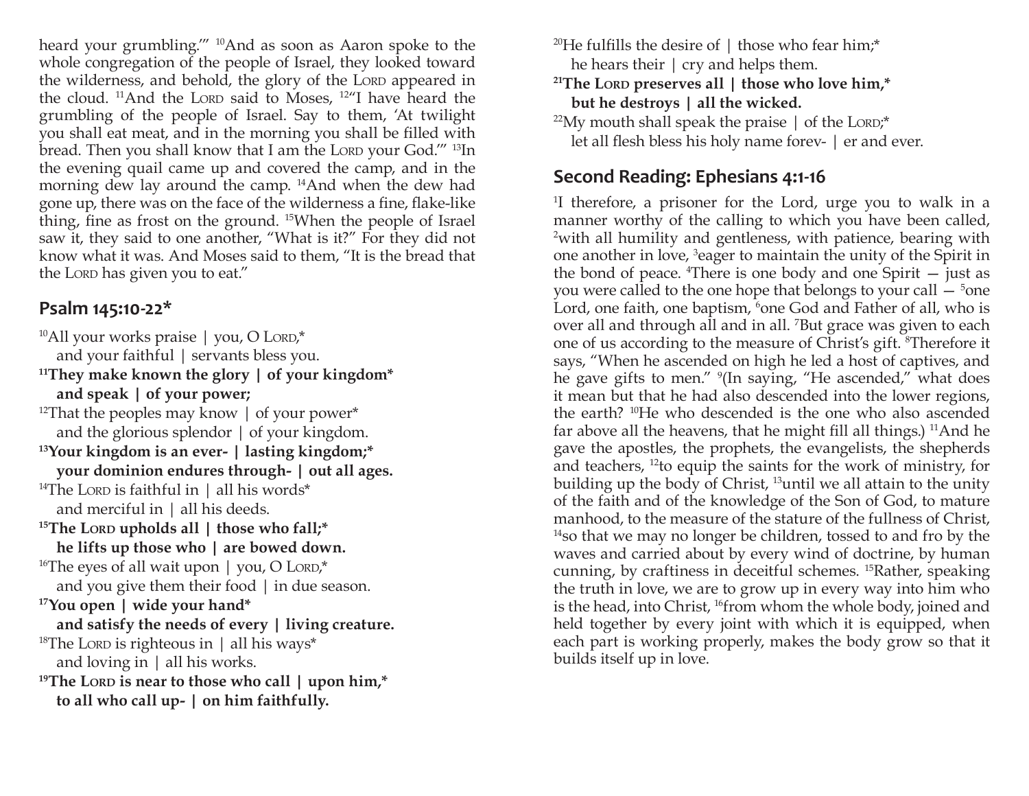heard your grumbling.'" [10]And as soon as Aaron spoke to the whole congregation of the people of Israel, they looked toward the wilderness, and behold, the glory of the LORD appeared in the cloud. [11]And the LORD said to Moses, [12]"I have heard the grumbling of the people of Israel. Say to them, 'At twilight you shall eat meat, and in the morning you shall be filled with bread. Then you shall know that I am the LORD your God.'" [13]In the evening quail came up and covered the camp, and in the morning dew lay around the camp. [14]And when the dew had gone up, there was on the face of the wilderness a fine, flake-like thing, fine as frost on the ground. [15]When the people of Israel saw it, they said to one another, "What is it?" For they did not know what it was. And Moses said to them, "It is the bread that the LORD has given you to eat."

## Psalm 145:10-22*

[10]All your works praise | you, O LORD,*
and your faithful | servants bless you.

**[11]They make known the glory | of your kingdom***
**and speak | of your power;**

[12]That the peoples may know | of your power*
and the glorious splendor | of your kingdom.

**[13]Your kingdom is an ever- | lasting kingdom;***
**your dominion endures through- | out all ages.**

[14]The LORD is faithful in | all his words*
and merciful in | all his deeds.

**[15]The LORD upholds all | those who fall;***
**he lifts up those who | are bowed down.**

[16]The eyes of all wait upon | you, O LORD,*
and you give them their food | in due season.

**[17]You open | wide your hand***
**and satisfy the needs of every | living creature.**

[18]The LORD is righteous in | all his ways*
and loving in | all his works.

**[19]The LORD is near to those who call | upon him,***
**to all who call up- | on him faithfully.**

[20]He fulfills the desire of | those who fear him;*
he hears their | cry and helps them.

**[21]The LORD preserves all | those who love him,***
**but he destroys | all the wicked.**

[22]My mouth shall speak the praise | of the LORD;*
let all flesh bless his holy name forev- | er and ever.

## Second Reading: Ephesians 4:1-16

[1]I therefore, a prisoner for the Lord, urge you to walk in a manner worthy of the calling to which you have been called, [2]with all humility and gentleness, with patience, bearing with one another in love, [3]eager to maintain the unity of the Spirit in the bond of peace. [4]There is one body and one Spirit — just as you were called to the one hope that belongs to your call — [5]one Lord, one faith, one baptism, [6]one God and Father of all, who is over all and through all and in all. [7]But grace was given to each one of us according to the measure of Christ's gift. [8]Therefore it says, "When he ascended on high he led a host of captives, and he gave gifts to men." [9](In saying, "He ascended," what does it mean but that he had also descended into the lower regions, the earth? [10]He who descended is the one who also ascended far above all the heavens, that he might fill all things.) [11]And he gave the apostles, the prophets, the evangelists, the shepherds and teachers, [12]to equip the saints for the work of ministry, for building up the body of Christ, [13]until we all attain to the unity of the faith and of the knowledge of the Son of God, to mature manhood, to the measure of the stature of the fullness of Christ, [14]so that we may no longer be children, tossed to and fro by the waves and carried about by every wind of doctrine, by human cunning, by craftiness in deceitful schemes. [15]Rather, speaking the truth in love, we are to grow up in every way into him who is the head, into Christ, [16]from whom the whole body, joined and held together by every joint with which it is equipped, when each part is working properly, makes the body grow so that it builds itself up in love.